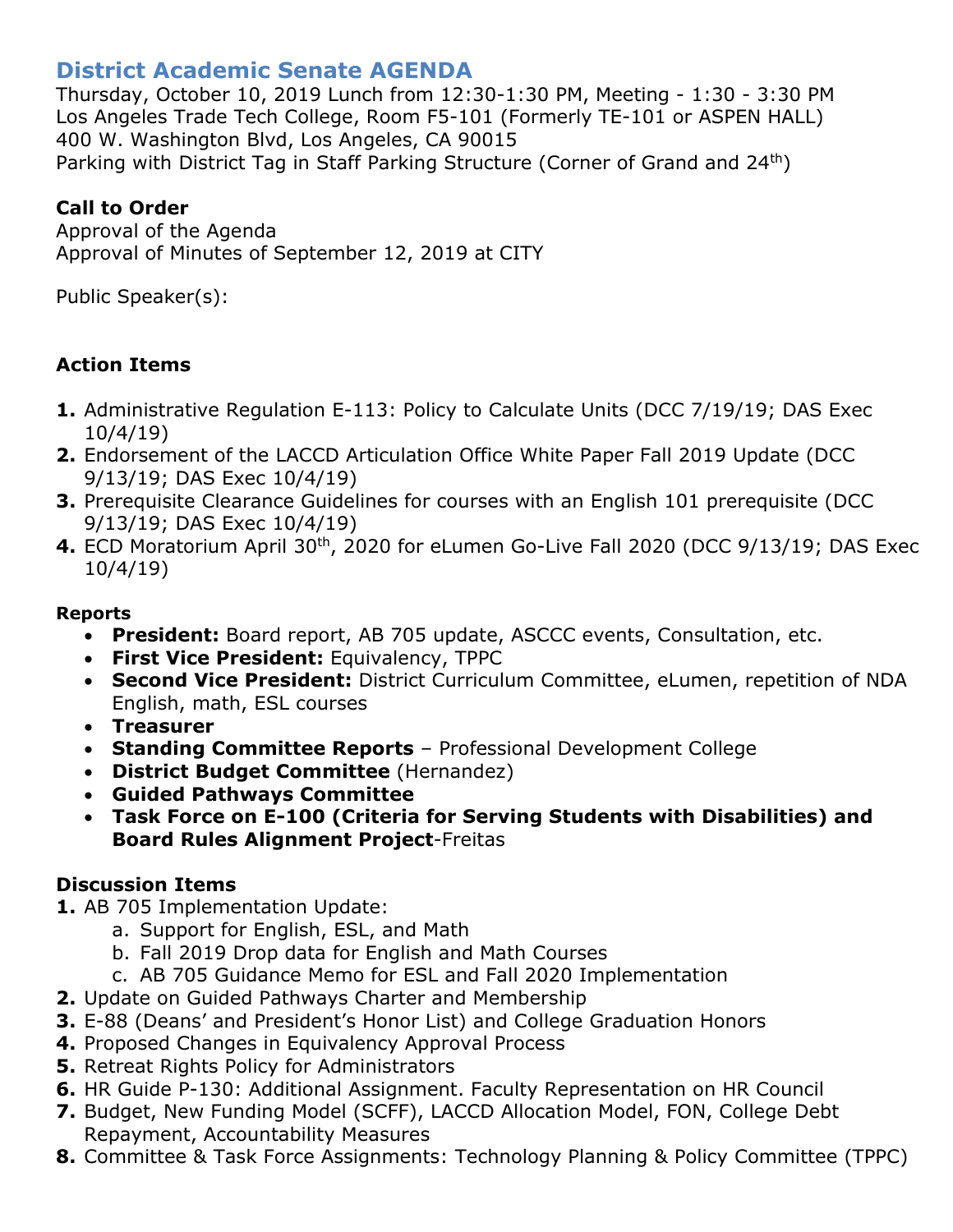# District Academic Senate AGENDA

Thursday, October 10, 2019 Lunch from 12:30-1:30 PM, Meeting - 1:30 - 3:30 PM
Los Angeles Trade Tech College, Room F5-101 (Formerly TE-101 or ASPEN HALL)
400 W. Washington Blvd, Los Angeles, CA 90015
Parking with District Tag in Staff Parking Structure (Corner of Grand and 24th)

**Call to Order**
Approval of the Agenda
Approval of Minutes of September 12, 2019 at CITY

Public Speaker(s):

**Action Items**

1. Administrative Regulation E-113: Policy to Calculate Units (DCC 7/19/19; DAS Exec 10/4/19)
2. Endorsement of the LACCD Articulation Office White Paper Fall 2019 Update (DCC 9/13/19; DAS Exec 10/4/19)
3. Prerequisite Clearance Guidelines for courses with an English 101 prerequisite (DCC 9/13/19; DAS Exec 10/4/19)
4. ECD Moratorium April 30th, 2020 for eLumen Go-Live Fall 2020 (DCC 9/13/19; DAS Exec 10/4/19)

**Reports**

- **President:** Board report, AB 705 update, ASCCC events, Consultation, etc.
- **First Vice President:** Equivalency, TPPC
- **Second Vice President:** District Curriculum Committee, eLumen, repetition of NDA English, math, ESL courses
- **Treasurer**
- **Standing Committee Reports** – Professional Development College
- **District Budget Committee** (Hernandez)
- **Guided Pathways Committee**
- **Task Force on E-100 (Criteria for Serving Students with Disabilities) and Board Rules Alignment Project**-Freitas

**Discussion Items**

1. AB 705 Implementation Update:
   a. Support for English, ESL, and Math
   b. Fall 2019 Drop data for English and Math Courses
   c. AB 705 Guidance Memo for ESL and Fall 2020 Implementation
2. Update on Guided Pathways Charter and Membership
3. E-88 (Deans' and President's Honor List) and College Graduation Honors
4. Proposed Changes in Equivalency Approval Process
5. Retreat Rights Policy for Administrators
6. HR Guide P-130: Additional Assignment. Faculty Representation on HR Council
7. Budget, New Funding Model (SCFF), LACCD Allocation Model, FON, College Debt Repayment, Accountability Measures
8. Committee & Task Force Assignments: Technology Planning & Policy Committee (TPPC)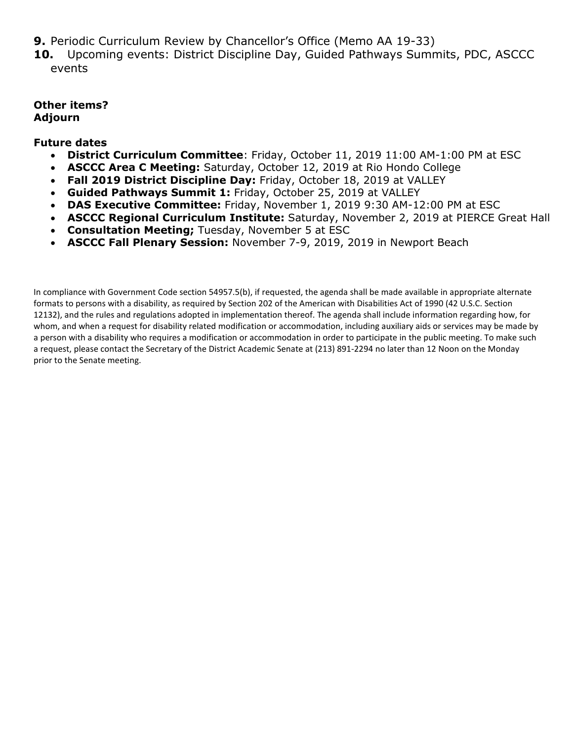**9.** Periodic Curriculum Review by Chancellor's Office (Memo AA 19-33)

**10.** Upcoming events: District Discipline Day, Guided Pathways Summits, PDC, ASCCC events

**Other items?**
**Adjourn**

**Future dates**

- **District Curriculum Committee**: Friday, October 11, 2019 11:00 AM-1:00 PM at ESC
- **ASCCC Area C Meeting:** Saturday, October 12, 2019 at Rio Hondo College
- **Fall 2019 District Discipline Day:** Friday, October 18, 2019 at VALLEY
- **Guided Pathways Summit 1:** Friday, October 25, 2019 at VALLEY
- **DAS Executive Committee:** Friday, November 1, 2019 9:30 AM-12:00 PM at ESC
- **ASCCC Regional Curriculum Institute:** Saturday, November 2, 2019 at PIERCE Great Hall
- **Consultation Meeting;** Tuesday, November 5 at ESC
- **ASCCC Fall Plenary Session:** November 7-9, 2019, 2019 in Newport Beach

In compliance with Government Code section 54957.5(b), if requested, the agenda shall be made available in appropriate alternate formats to persons with a disability, as required by Section 202 of the American with Disabilities Act of 1990 (42 U.S.C. Section 12132), and the rules and regulations adopted in implementation thereof. The agenda shall include information regarding how, for whom, and when a request for disability related modification or accommodation, including auxiliary aids or services may be made by a person with a disability who requires a modification or accommodation in order to participate in the public meeting. To make such a request, please contact the Secretary of the District Academic Senate at (213) 891-2294 no later than 12 Noon on the Monday prior to the Senate meeting.